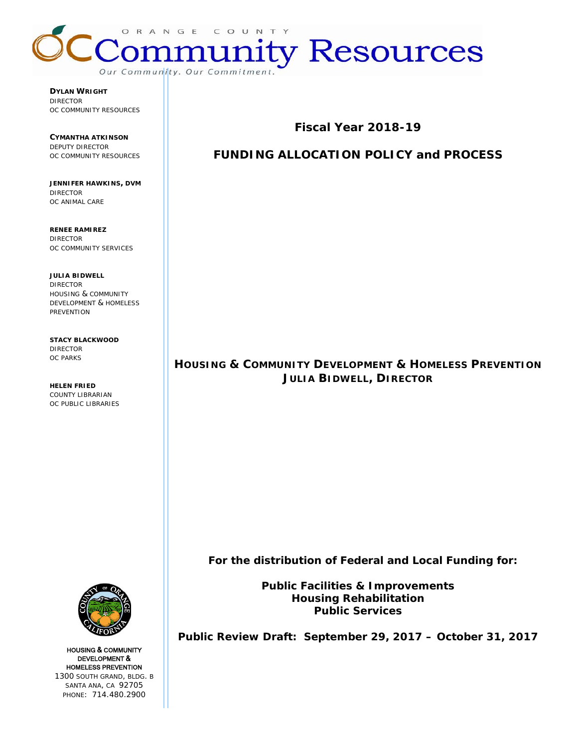ORANGE COUNTY

# Community Resources

*Our Community. Our Commitment.*

**DYLAN WRIGHT**
DIRECTOR
OC COMMUNITY RESOURCES

**CYMANTHA ATKINSON**
DEPUTY DIRECTOR
OC COMMUNITY RESOURCES

**JENNIFER HAWKINS, DVM**
DIRECTOR
OC ANIMAL CARE

**RENEE RAMIREZ**
DIRECTOR
OC COMMUNITY SERVICES

**JULIA BIDWELL**
DIRECTOR
HOUSING & COMMUNITY DEVELOPMENT & HOMELESS PREVENTION

**STACY BLACKWOOD**
DIRECTOR
OC PARKS

**HELEN FRIED**
COUNTY LIBRARIAN
OC PUBLIC LIBRARIES

## Fiscal Year 2018-19

## FUNDING ALLOCATION POLICY and PROCESS

**HOUSING & COMMUNITY DEVELOPMENT & HOMELESS PREVENTION**
**JULIA BIDWELL, DIRECTOR**

**For the distribution of Federal and Local Funding for:**

**Public Facilities & Improvements**
**Housing Rehabilitation**
**Public Services**

**Public Review Draft: September 29, 2017 – October 31, 2017**

HOUSING & COMMUNITY DEVELOPMENT & HOMELESS PREVENTION
1300 SOUTH GRAND, BLDG. B
SANTA ANA, CA 92705
PHONE: 714.480.2900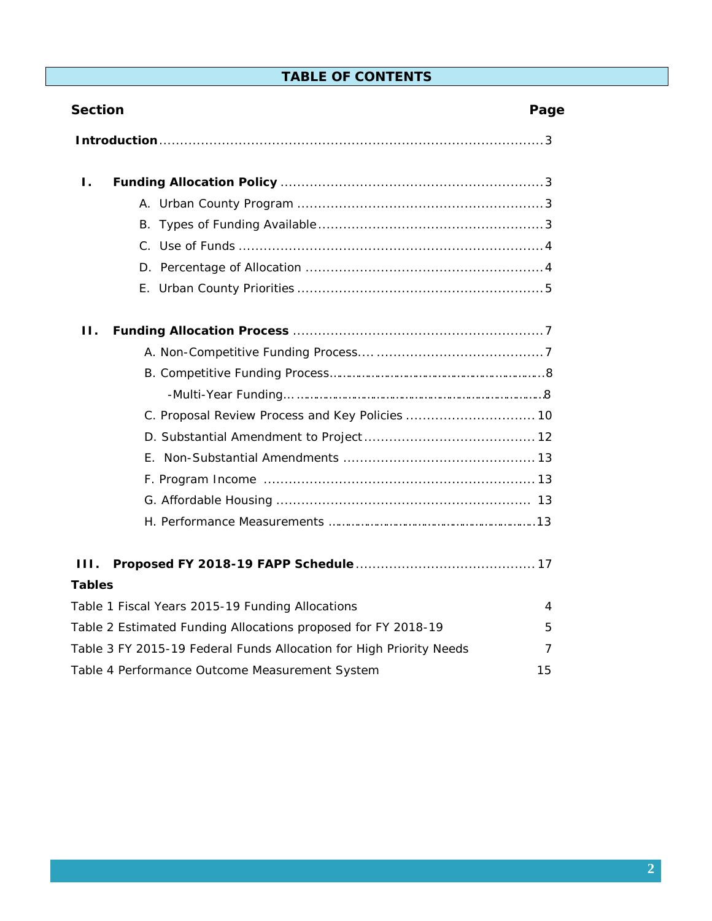# TABLE OF CONTENTS

| Section | Page |
|---|---|
| **Introduction** | 3 |
| **I. Funding Allocation Policy** | 3 |
| A. Urban County Program | 3 |
| B. Types of Funding Available | 3 |
| C. Use of Funds | 4 |
| D. Percentage of Allocation | 4 |
| E. Urban County Priorities | 5 |
| **II. Funding Allocation Process** | 7 |
| A. Non-Competitive Funding Process | 7 |
| B. Competitive Funding Process | 8 |
| -Multi-Year Funding | 8 |
| C. Proposal Review Process and Key Policies | 10 |
| D. Substantial Amendment to Project | 12 |
| E. Non-Substantial Amendments | 13 |
| F. Program Income | 13 |
| G. Affordable Housing | 13 |
| H. Performance Measurements | 13 |
| **III. Proposed FY 2018-19 FAPP Schedule** | 17 |

**Tables**

| Table | Page |
|---|---|
| Table 1 Fiscal Years 2015-19 Funding Allocations | 4 |
| Table 2 Estimated Funding Allocations proposed for FY 2018-19 | 5 |
| Table 3 FY 2015-19 Federal Funds Allocation for High Priority Needs | 7 |
| Table 4 Performance Outcome Measurement System | 15 |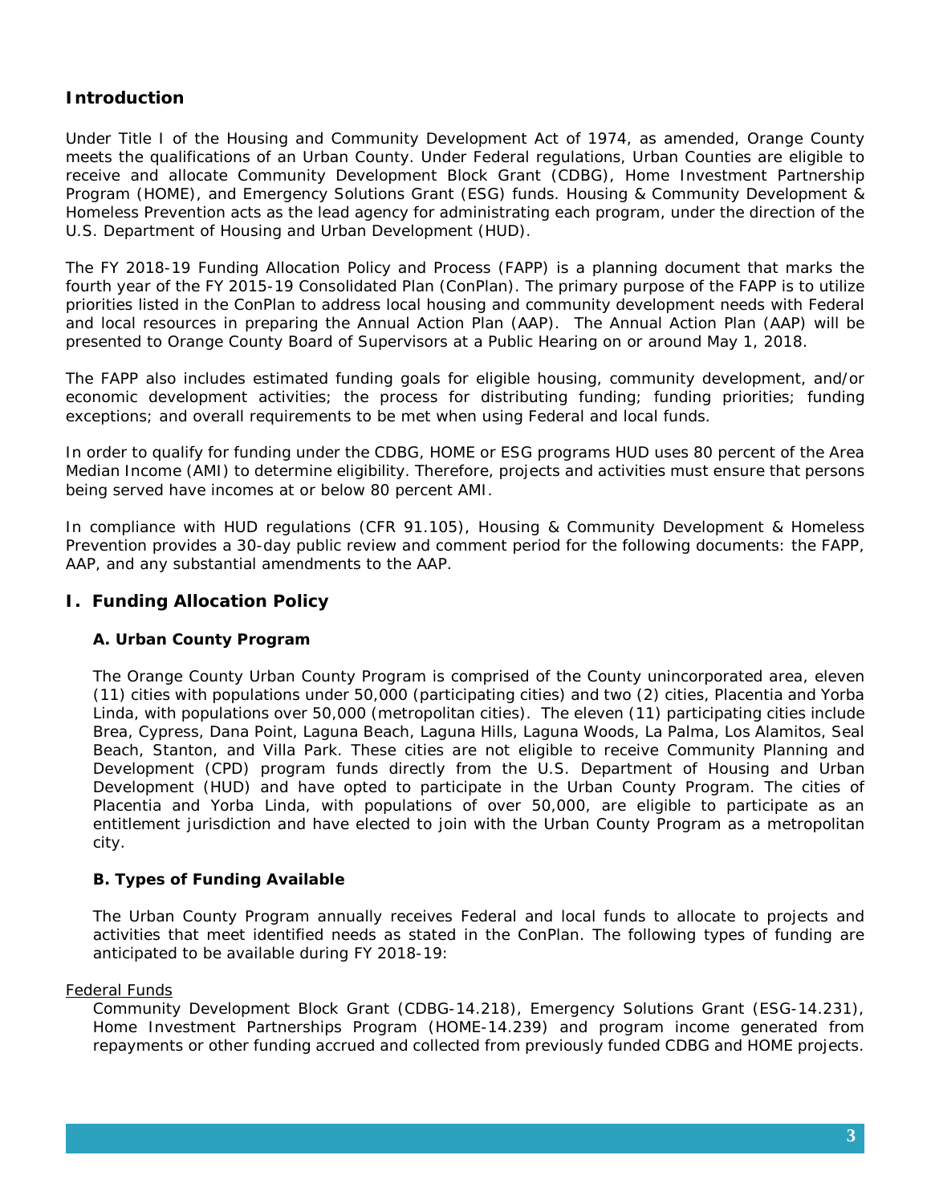## Introduction

Under Title I of the Housing and Community Development Act of 1974, as amended, Orange County meets the qualifications of an Urban County. Under Federal regulations, Urban Counties are eligible to receive and allocate Community Development Block Grant (CDBG), Home Investment Partnership Program (HOME), and Emergency Solutions Grant (ESG) funds. Housing & Community Development & Homeless Prevention acts as the lead agency for administrating each program, under the direction of the U.S. Department of Housing and Urban Development (HUD).

The FY 2018-19 Funding Allocation Policy and Process (FAPP) is a planning document that marks the fourth year of the FY 2015-19 Consolidated Plan (ConPlan). The primary purpose of the FAPP is to utilize priorities listed in the ConPlan to address local housing and community development needs with Federal and local resources in preparing the Annual Action Plan (AAP). The Annual Action Plan (AAP) will be presented to Orange County Board of Supervisors at a Public Hearing on or around May 1, 2018.

The FAPP also includes estimated funding goals for eligible housing, community development, and/or economic development activities; the process for distributing funding; funding priorities; funding exceptions; and overall requirements to be met when using Federal and local funds.

In order to qualify for funding under the CDBG, HOME or ESG programs HUD uses 80 percent of the Area Median Income (AMI) to determine eligibility. Therefore, projects and activities must ensure that persons being served have incomes at or below 80 percent AMI.

In compliance with HUD regulations (CFR 91.105), Housing & Community Development & Homeless Prevention provides a 30-day public review and comment period for the following documents: the FAPP, AAP, and any substantial amendments to the AAP.

## I. Funding Allocation Policy

### A. Urban County Program

The Orange County Urban County Program is comprised of the County unincorporated area, eleven (11) cities with populations under 50,000 (participating cities) and two (2) cities, Placentia and Yorba Linda, with populations over 50,000 (metropolitan cities). The eleven (11) participating cities include Brea, Cypress, Dana Point, Laguna Beach, Laguna Hills, Laguna Woods, La Palma, Los Alamitos, Seal Beach, Stanton, and Villa Park. These cities are not eligible to receive Community Planning and Development (CPD) program funds directly from the U.S. Department of Housing and Urban Development (HUD) and have opted to participate in the Urban County Program. The cities of Placentia and Yorba Linda, with populations of over 50,000, are eligible to participate as an entitlement jurisdiction and have elected to join with the Urban County Program as a metropolitan city.

### B. Types of Funding Available

The Urban County Program annually receives Federal and local funds to allocate to projects and activities that meet identified needs as stated in the ConPlan. The following types of funding are anticipated to be available during FY 2018-19:

Federal Funds

Community Development Block Grant (CDBG-14.218), Emergency Solutions Grant (ESG-14.231), Home Investment Partnerships Program (HOME-14.239) and program income generated from repayments or other funding accrued and collected from previously funded CDBG and HOME projects.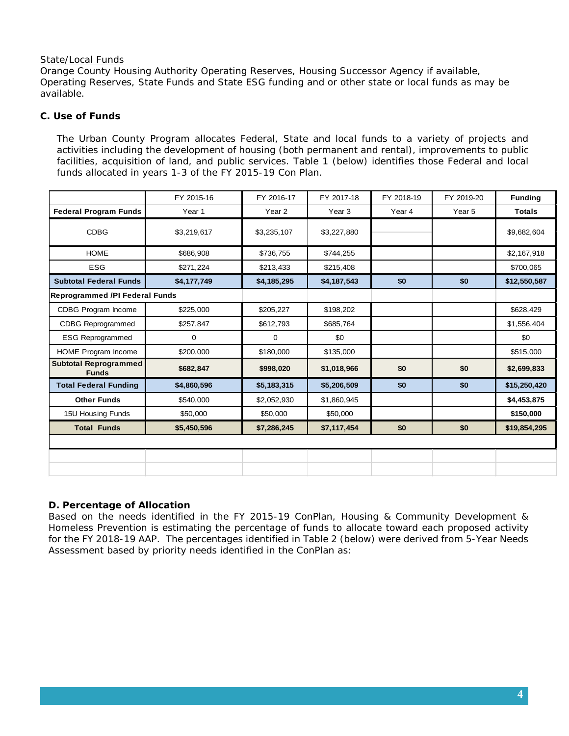State/Local Funds

Orange County Housing Authority Operating Reserves, Housing Successor Agency if available, Operating Reserves, State Funds and State ESG funding and or other state or local funds as may be available.

**C. Use of Funds**

The Urban County Program allocates Federal, State and local funds to a variety of projects and activities including the development of housing (both permanent and rental), improvements to public facilities, acquisition of land, and public services. Table 1 (below) identifies those Federal and local funds allocated in years 1-3 of the FY 2015-19 Con Plan.

| | FY 2015-16 | FY 2016-17 | FY 2017-18 | FY 2018-19 | FY 2019-20 | **Funding** |
|---|---|---|---|---|---|---|
| **Federal Program Funds** | Year 1 | Year 2 | Year 3 | Year 4 | Year 5 | **Totals** |
| CDBG | $3,219,617 | $3,235,107 | $3,227,880 | | | $9,682,604 |
| HOME | $686,908 | $736,755 | $744,255 | | | $2,167,918 |
| ESG | $271,224 | $213,433 | $215,408 | | | $700,065 |
| **Subtotal Federal Funds** | **$4,177,749** | **$4,185,295** | **$4,187,543** | **$0** | **$0** | **$12,550,587** |
| **Reprogrammed /PI Federal Funds** | | | | | | |
| CDBG Program Income | $225,000 | $205,227 | $198,202 | | | $628,429 |
| CDBG Reprogrammed | $257,847 | $612,793 | $685,764 | | | $1,556,404 |
| ESG Reprogrammed | 0 | 0 | $0 | | | $0 |
| HOME Program Income | $200,000 | $180,000 | $135,000 | | | $515,000 |
| **Subtotal Reprogrammed Funds** | **$682,847** | **$998,020** | **$1,018,966** | **$0** | **$0** | **$2,699,833** |
| **Total Federal Funding** | **$4,860,596** | **$5,183,315** | **$5,206,509** | **$0** | **$0** | **$15,250,420** |
| **Other Funds** | $540,000 | $2,052,930 | $1,860,945 | | | **$4,453,875** |
| 15U Housing Funds | $50,000 | $50,000 | $50,000 | | | **$150,000** |
| **Total Funds** | **$5,450,596** | **$7,286,245** | **$7,117,454** | **$0** | **$0** | **$19,854,295** |

**D. Percentage of Allocation**

Based on the needs identified in the FY 2015-19 ConPlan, Housing & Community Development & Homeless Prevention is estimating the percentage of funds to allocate toward each proposed activity for the FY 2018-19 AAP. The percentages identified in Table 2 (below) were derived from 5-Year Needs Assessment based by priority needs identified in the ConPlan as: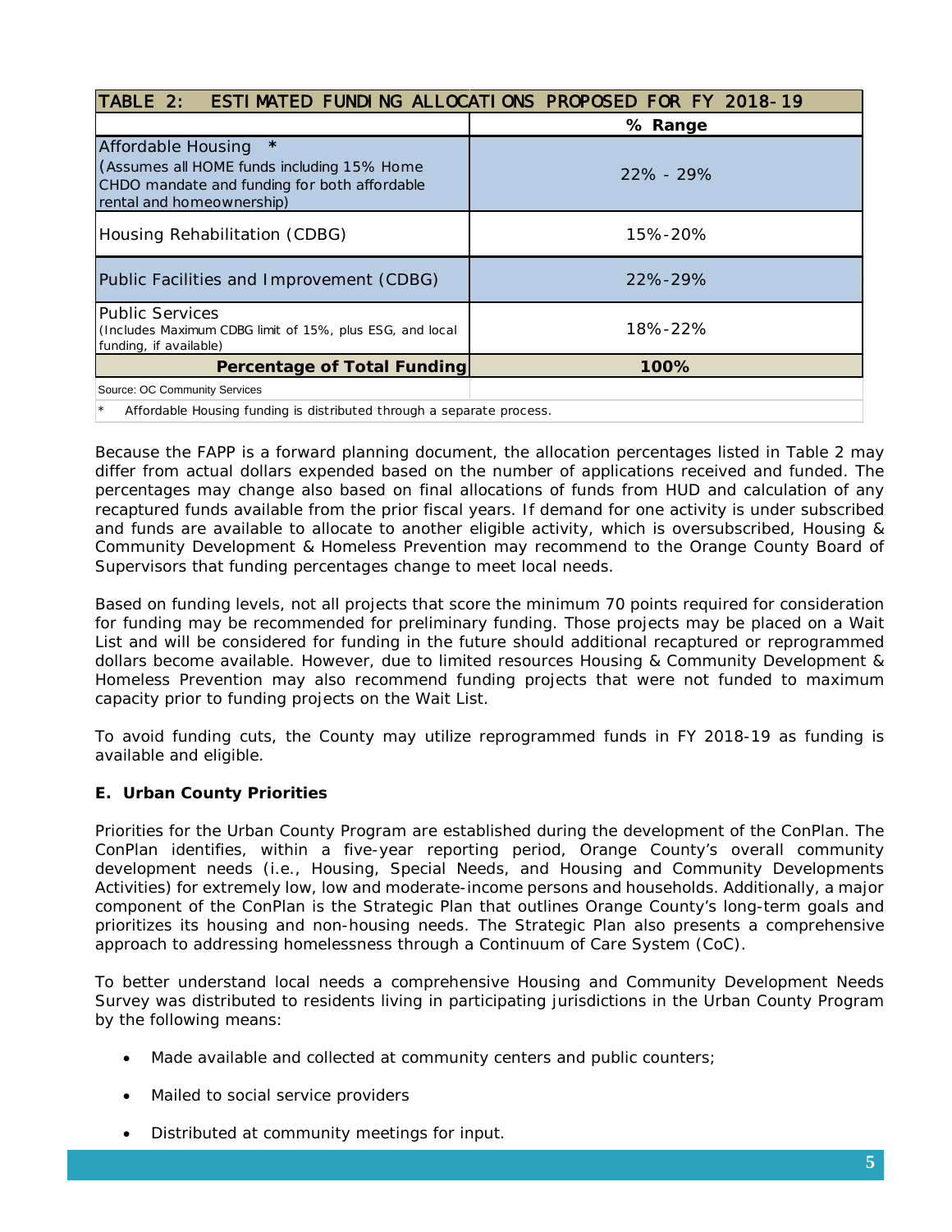| TABLE 2: ESTIMATED FUNDING ALLOCATIONS PROPOSED FOR FY 2018-19 | |
|---|---|
| | **% Range** |
| Affordable Housing * (Assumes all HOME funds including 15% Home CHDO mandate and funding for both affordable rental and homeownership) | 22% - 29% |
| Housing Rehabilitation (CDBG) | 15%-20% |
| Public Facilities and Improvement (CDBG) | 22%-29% |
| Public Services (Includes Maximum CDBG limit of 15%, plus ESG, and local funding, if available) | 18%-22% |
| **Percentage of Total Funding** | **100%** |
| Source: OC Community Services | |

* Affordable Housing funding is distributed through a separate process.

Because the FAPP is a forward planning document, the allocation percentages listed in Table 2 may differ from actual dollars expended based on the number of applications received and funded. The percentages may change also based on final allocations of funds from HUD and calculation of any recaptured funds available from the prior fiscal years. If demand for one activity is under subscribed and funds are available to allocate to another eligible activity, which is oversubscribed, Housing & Community Development & Homeless Prevention may recommend to the Orange County Board of Supervisors that funding percentages change to meet local needs.

Based on funding levels, not all projects that score the minimum 70 points required for consideration for funding may be recommended for preliminary funding. Those projects may be placed on a Wait List and will be considered for funding in the future should additional recaptured or reprogrammed dollars become available. However, due to limited resources Housing & Community Development & Homeless Prevention may also recommend funding projects that were not funded to maximum capacity prior to funding projects on the Wait List.

To avoid funding cuts, the County may utilize reprogrammed funds in FY 2018-19 as funding is available and eligible.

**E. Urban County Priorities**

Priorities for the Urban County Program are established during the development of the ConPlan. The ConPlan identifies, within a five-year reporting period, Orange County's overall community development needs (i.e., Housing, Special Needs, and Housing and Community Developments Activities) for extremely low, low and moderate-income persons and households. Additionally, a major component of the ConPlan is the Strategic Plan that outlines Orange County's long-term goals and prioritizes its housing and non-housing needs. The Strategic Plan also presents a comprehensive approach to addressing homelessness through a Continuum of Care System (CoC).

To better understand local needs a comprehensive Housing and Community Development Needs Survey was distributed to residents living in participating jurisdictions in the Urban County Program by the following means:

- Made available and collected at community centers and public counters;
- Mailed to social service providers
- Distributed at community meetings for input.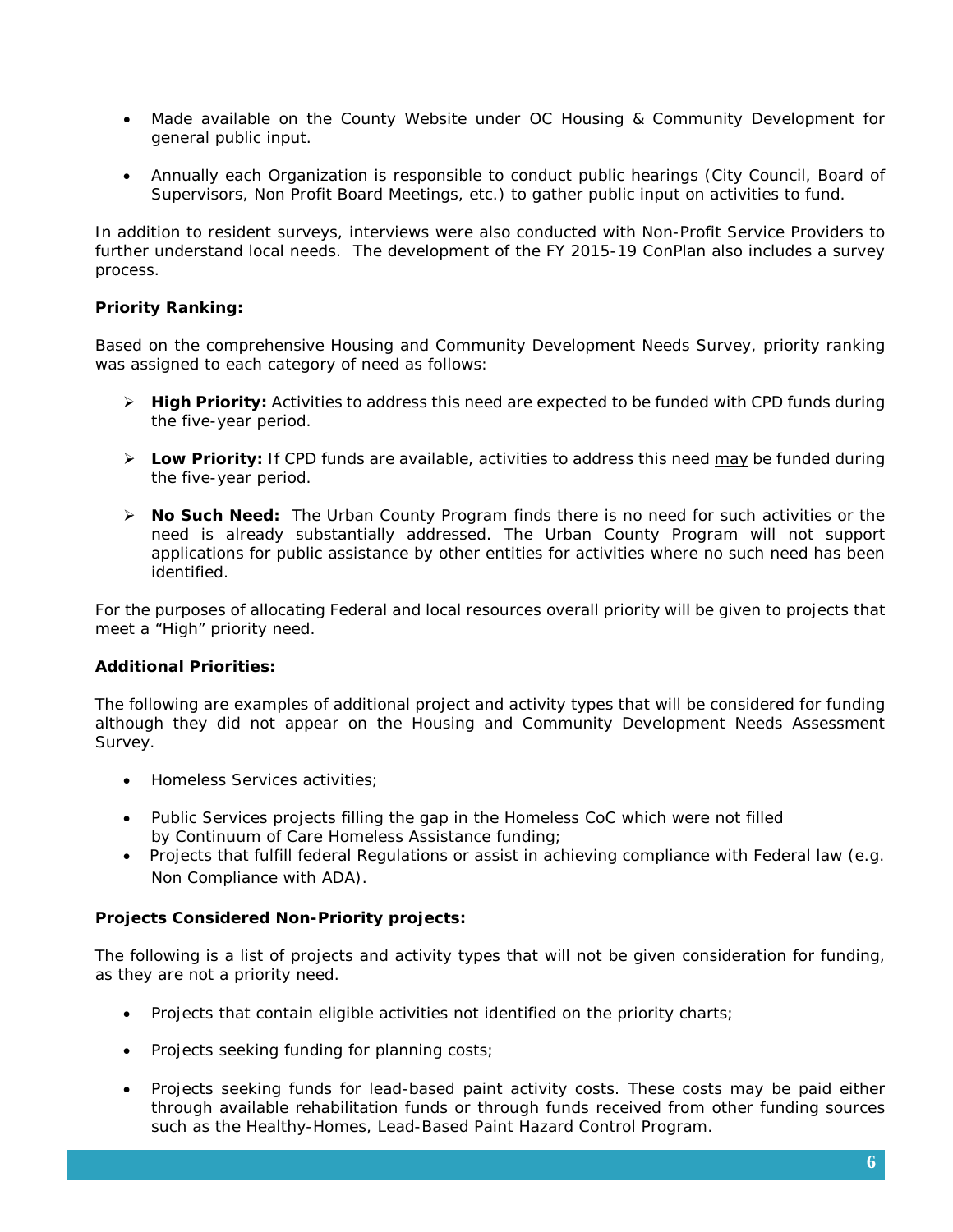- Made available on the County Website under OC Housing & Community Development for general public input.

- Annually each Organization is responsible to conduct public hearings (City Council, Board of Supervisors, Non Profit Board Meetings, etc.) to gather public input on activities to fund.

In addition to resident surveys, interviews were also conducted with Non-Profit Service Providers to further understand local needs. The development of the FY 2015-19 ConPlan also includes a survey process.

**Priority Ranking:**

Based on the comprehensive Housing and Community Development Needs Survey, priority ranking was assigned to each category of need as follows:

- **High Priority:** Activities to address this need are expected to be funded with CPD funds during the five-year period.

- **Low Priority:** If CPD funds are available, activities to address this need <u>may</u> be funded during the five-year period.

- **No Such Need:** The Urban County Program finds there is no need for such activities or the need is already substantially addressed. The Urban County Program will not support applications for public assistance by other entities for activities where no such need has been identified.

For the purposes of allocating Federal and local resources overall priority will be given to projects that meet a "High" priority need.

**Additional Priorities:**

The following are examples of additional project and activity types that will be considered for funding although they did not appear on the Housing and Community Development Needs Assessment Survey.

- Homeless Services activities;

- Public Services projects filling the gap in the Homeless CoC which were not filled by Continuum of Care Homeless Assistance funding;
- Projects that fulfill federal Regulations or assist in achieving compliance with Federal law (e.g. Non Compliance with ADA).

**Projects Considered Non-Priority projects:**

The following is a list of projects and activity types that will not be given consideration for funding, as they are not a priority need.

- Projects that contain eligible activities not identified on the priority charts;

- Projects seeking funding for planning costs;

- Projects seeking funds for lead-based paint activity costs. These costs may be paid either through available rehabilitation funds or through funds received from other funding sources such as the Healthy-Homes, Lead-Based Paint Hazard Control Program.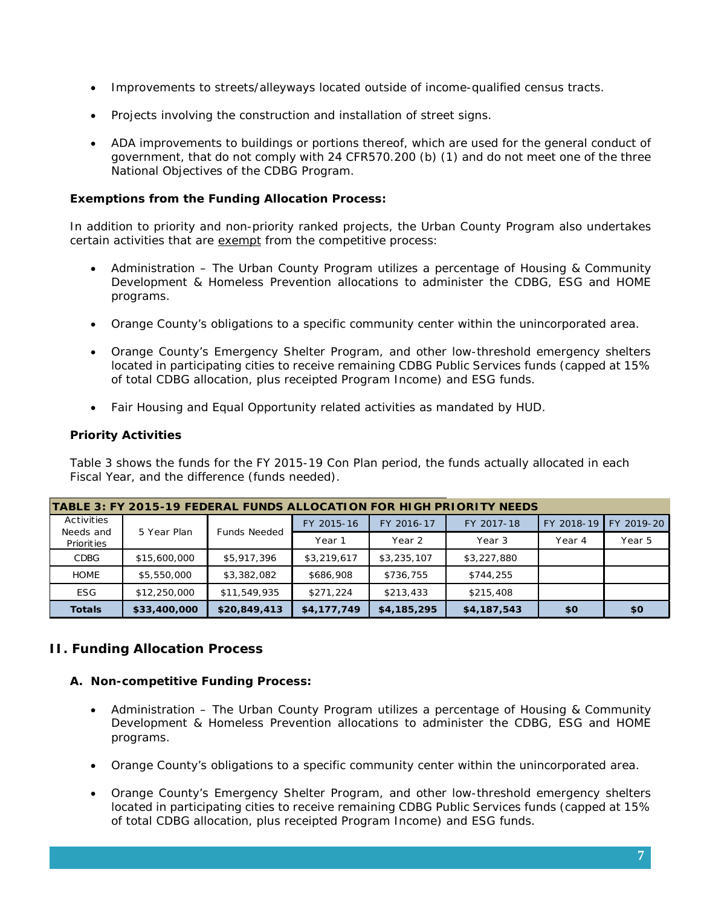- Improvements to streets/alleyways located outside of income-qualified census tracts.
- Projects involving the construction and installation of street signs.
- ADA improvements to buildings or portions thereof, which are used for the general conduct of government, that do not comply with 24 CFR570.200 (b) (1) and do not meet one of the three National Objectives of the CDBG Program.

**Exemptions from the Funding Allocation Process:**

In addition to priority and non-priority ranked projects, the Urban County Program also undertakes certain activities that are exempt from the competitive process:

- Administration – The Urban County Program utilizes a percentage of Housing & Community Development & Homeless Prevention allocations to administer the CDBG, ESG and HOME programs.
- Orange County's obligations to a specific community center within the unincorporated area.
- Orange County's Emergency Shelter Program, and other low-threshold emergency shelters located in participating cities to receive remaining CDBG Public Services funds (capped at 15% of total CDBG allocation, plus receipted Program Income) and ESG funds.
- Fair Housing and Equal Opportunity related activities as mandated by HUD.

**Priority Activities**

Table 3 shows the funds for the FY 2015-19 Con Plan period, the funds actually allocated in each Fiscal Year, and the difference (funds needed).

**TABLE 3: FY 2015-19 FEDERAL FUNDS ALLOCATION FOR HIGH PRIORITY NEEDS**

| Activities Needs and Priorities | 5 Year Plan | Funds Needed | FY 2015-16 | FY 2016-17 | FY 2017-18 | FY 2018-19 | FY 2019-20 |
|---|---|---|---|---|---|---|---|
| | | | Year 1 | Year 2 | Year 3 | Year 4 | Year 5 |
| CDBG | $15,600,000 | $5,917,396 | $3,219,617 | $3,235,107 | $3,227,880 | | |
| HOME | $5,550,000 | $3,382,082 | $686,908 | $736,755 | $744,255 | | |
| ESG | $12,250,000 | $11,549,935 | $271,224 | $213,433 | $215,408 | | |
| **Totals** | **$33,400,000** | **$20,849,413** | **$4,177,749** | **$4,185,295** | **$4,187,543** | **$0** | **$0** |

## II. Funding Allocation Process

### A. Non-competitive Funding Process:

- Administration – The Urban County Program utilizes a percentage of Housing & Community Development & Homeless Prevention allocations to administer the CDBG, ESG and HOME programs.
- Orange County's obligations to a specific community center within the unincorporated area.
- Orange County's Emergency Shelter Program, and other low-threshold emergency shelters located in participating cities to receive remaining CDBG Public Services funds (capped at 15% of total CDBG allocation, plus receipted Program Income) and ESG funds.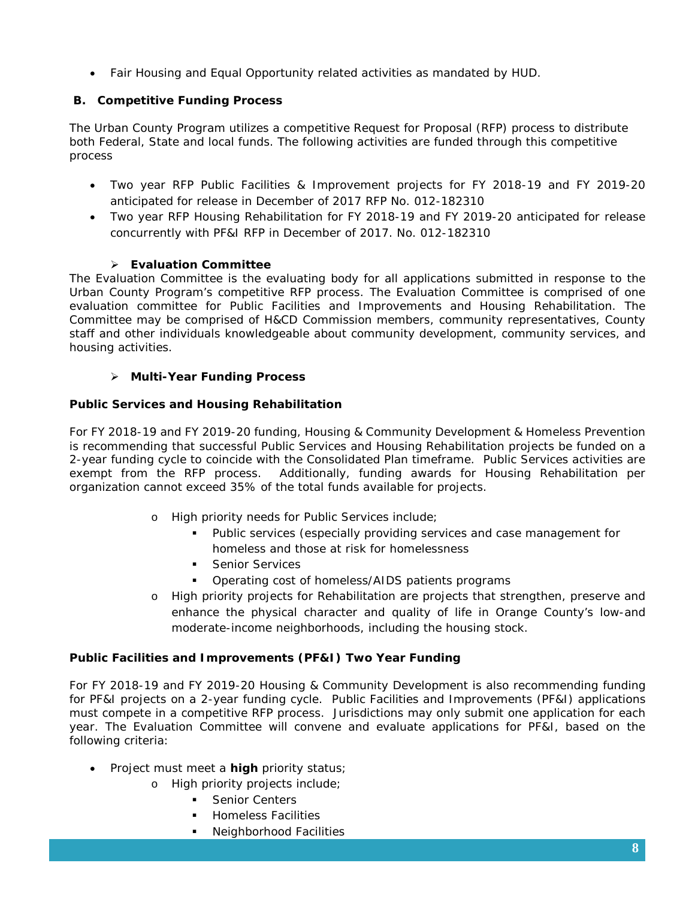- Fair Housing and Equal Opportunity related activities as mandated by HUD.

## B. Competitive Funding Process

The Urban County Program utilizes a competitive Request for Proposal (RFP) process to distribute both Federal, State and local funds. The following activities are funded through this competitive process

- Two year RFP Public Facilities & Improvement projects for FY 2018-19 and FY 2019-20 anticipated for release in December of 2017 RFP No. 012-182310
- Two year RFP Housing Rehabilitation for FY 2018-19 and FY 2019-20 anticipated for release concurrently with PF&I RFP in December of 2017. No. 012-182310

### Evaluation Committee

The Evaluation Committee is the evaluating body for all applications submitted in response to the Urban County Program's competitive RFP process. The Evaluation Committee is comprised of one evaluation committee for Public Facilities and Improvements and Housing Rehabilitation. The Committee may be comprised of H&CD Commission members, community representatives, County staff and other individuals knowledgeable about community development, community services, and housing activities.

### Multi-Year Funding Process

**Public Services and Housing Rehabilitation**

For FY 2018-19 and FY 2019-20 funding, Housing & Community Development & Homeless Prevention is recommending that successful Public Services and Housing Rehabilitation projects be funded on a 2-year funding cycle to coincide with the Consolidated Plan timeframe. Public Services activities are exempt from the RFP process. Additionally, funding awards for Housing Rehabilitation per organization cannot exceed 35% of the total funds available for projects.

- High priority needs for Public Services include;
  - Public services (especially providing services and case management for homeless and those at risk for homelessness
  - Senior Services
  - Operating cost of homeless/AIDS patients programs
- High priority projects for Rehabilitation are projects that strengthen, preserve and enhance the physical character and quality of life in Orange County's low-and moderate-income neighborhoods, including the housing stock.

**Public Facilities and Improvements (PF&I) Two Year Funding**

For FY 2018-19 and FY 2019-20 Housing & Community Development is also recommending funding for PF&I projects on a 2-year funding cycle. Public Facilities and Improvements (PF&I) applications must compete in a competitive RFP process. Jurisdictions may only submit one application for each year. The Evaluation Committee will convene and evaluate applications for PF&I, based on the following criteria:

- Project must meet a **high** priority status;
  - High priority projects include;
    - Senior Centers
    - Homeless Facilities
    - Neighborhood Facilities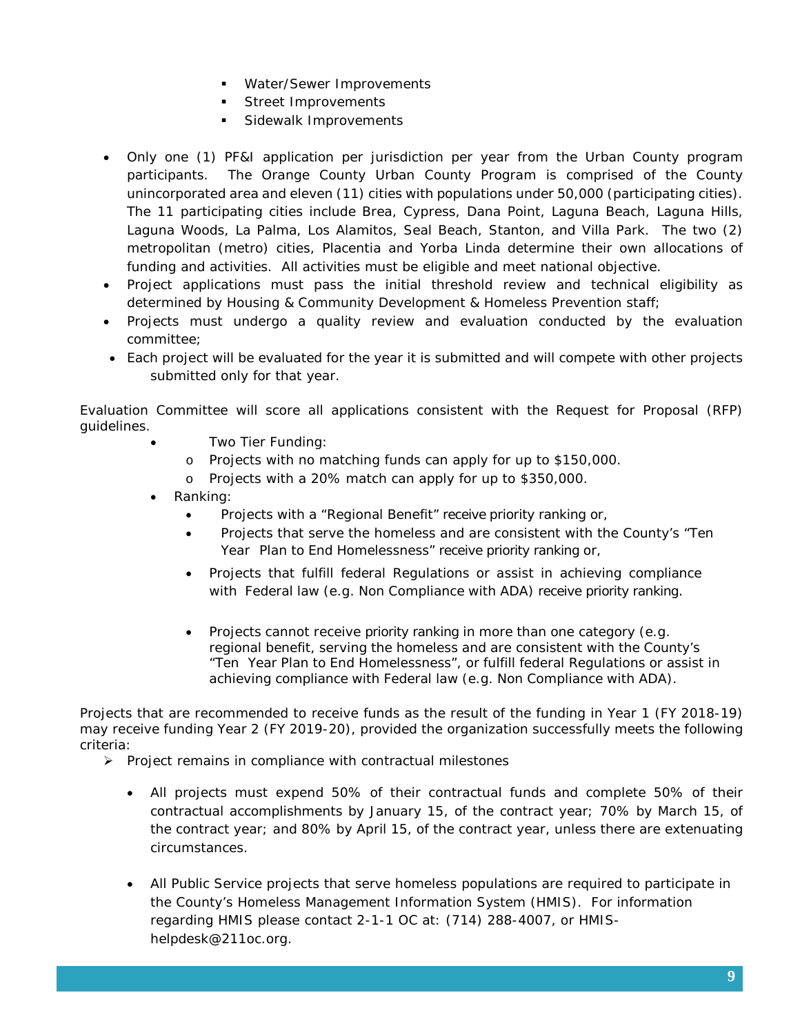- Water/Sewer Improvements
    - Street Improvements
    - Sidewalk Improvements

- Only one (1) PF&I application per jurisdiction per year from the Urban County program participants. The Orange County Urban County Program is comprised of the County unincorporated area and eleven (11) cities with populations under 50,000 (participating cities). The 11 participating cities include Brea, Cypress, Dana Point, Laguna Beach, Laguna Hills, Laguna Woods, La Palma, Los Alamitos, Seal Beach, Stanton, and Villa Park. The two (2) metropolitan (metro) cities, Placentia and Yorba Linda determine their own allocations of funding and activities. All activities must be eligible and meet national objective.
- Project applications must pass the initial threshold review and technical eligibility as determined by Housing & Community Development & Homeless Prevention staff;
- Projects must undergo a quality review and evaluation conducted by the evaluation committee;
- Each project will be evaluated for the year it is submitted and will compete with other projects submitted only for that year.

Evaluation Committee will score all applications consistent with the Request for Proposal (RFP) guidelines.

- Two Tier Funding:
    - Projects with no matching funds can apply for up to $150,000.
    - Projects with a 20% match can apply for up to $350,000.
- Ranking:
    - Projects with a "Regional Benefit" receive priority ranking or,
    - Projects that serve the homeless and are consistent with the County's "Ten Year Plan to End Homelessness" receive priority ranking or,
    - Projects that fulfill federal Regulations or assist in achieving compliance with Federal law (e.g. Non Compliance with ADA) receive priority ranking.
    - Projects cannot receive priority ranking in more than one category (e.g. regional benefit, serving the homeless and are consistent with the County's "Ten Year Plan to End Homelessness", or fulfill federal Regulations or assist in achieving compliance with Federal law (e.g. Non Compliance with ADA).

Projects that are recommended to receive funds as the result of the funding in Year 1 (FY 2018-19) may receive funding Year 2 (FY 2019-20), provided the organization successfully meets the following criteria:

- Project remains in compliance with contractual milestones
    - All projects must expend 50% of their contractual funds and complete 50% of their contractual accomplishments by January 15, of the contract year; 70% by March 15, of the contract year; and 80% by April 15, of the contract year, unless there are extenuating circumstances.
    - All Public Service projects that serve homeless populations are required to participate in the County's Homeless Management Information System (HMIS). For information regarding HMIS please contact 2-1-1 OC at: (714) 288-4007, or HMIS-helpdesk@211oc.org.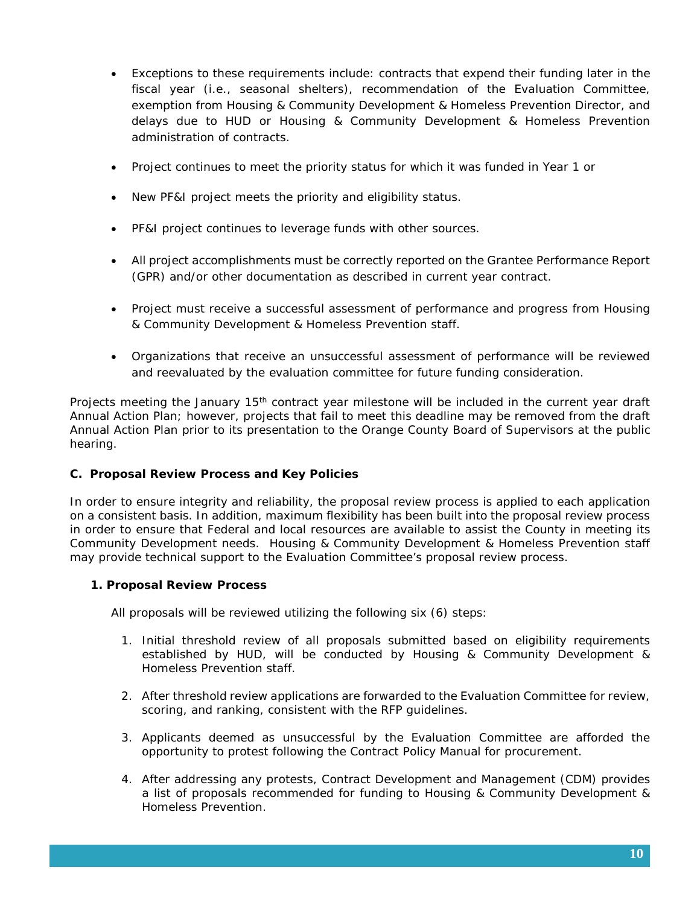- Exceptions to these requirements include: contracts that expend their funding later in the fiscal year (i.e., seasonal shelters), recommendation of the Evaluation Committee, exemption from Housing & Community Development & Homeless Prevention Director, and delays due to HUD or Housing & Community Development & Homeless Prevention administration of contracts.

- Project continues to meet the priority status for which it was funded in Year 1 or

- New PF&I project meets the priority and eligibility status.

- PF&I project continues to leverage funds with other sources.

- All project accomplishments must be correctly reported on the Grantee Performance Report (GPR) and/or other documentation as described in current year contract.

- Project must receive a successful assessment of performance and progress from Housing & Community Development & Homeless Prevention staff.

- Organizations that receive an unsuccessful assessment of performance will be reviewed and reevaluated by the evaluation committee for future funding consideration.

Projects meeting the January 15th contract year milestone will be included in the current year draft Annual Action Plan; however, projects that fail to meet this deadline may be removed from the draft Annual Action Plan prior to its presentation to the Orange County Board of Supervisors at the public hearing.

**C. Proposal Review Process and Key Policies**

In order to ensure integrity and reliability, the proposal review process is applied to each application on a consistent basis. In addition, maximum flexibility has been built into the proposal review process in order to ensure that Federal and local resources are available to assist the County in meeting its Community Development needs. Housing & Community Development & Homeless Prevention staff may provide technical support to the Evaluation Committee's proposal review process.

**1. Proposal Review Process**

All proposals will be reviewed utilizing the following six (6) steps:

1. Initial threshold review of all proposals submitted based on eligibility requirements established by HUD, will be conducted by Housing & Community Development & Homeless Prevention staff.

2. After threshold review applications are forwarded to the Evaluation Committee for review, scoring, and ranking, consistent with the RFP guidelines.

3. Applicants deemed as unsuccessful by the Evaluation Committee are afforded the opportunity to protest following the Contract Policy Manual for procurement.

4. After addressing any protests, Contract Development and Management (CDM) provides a list of proposals recommended for funding to Housing & Community Development & Homeless Prevention.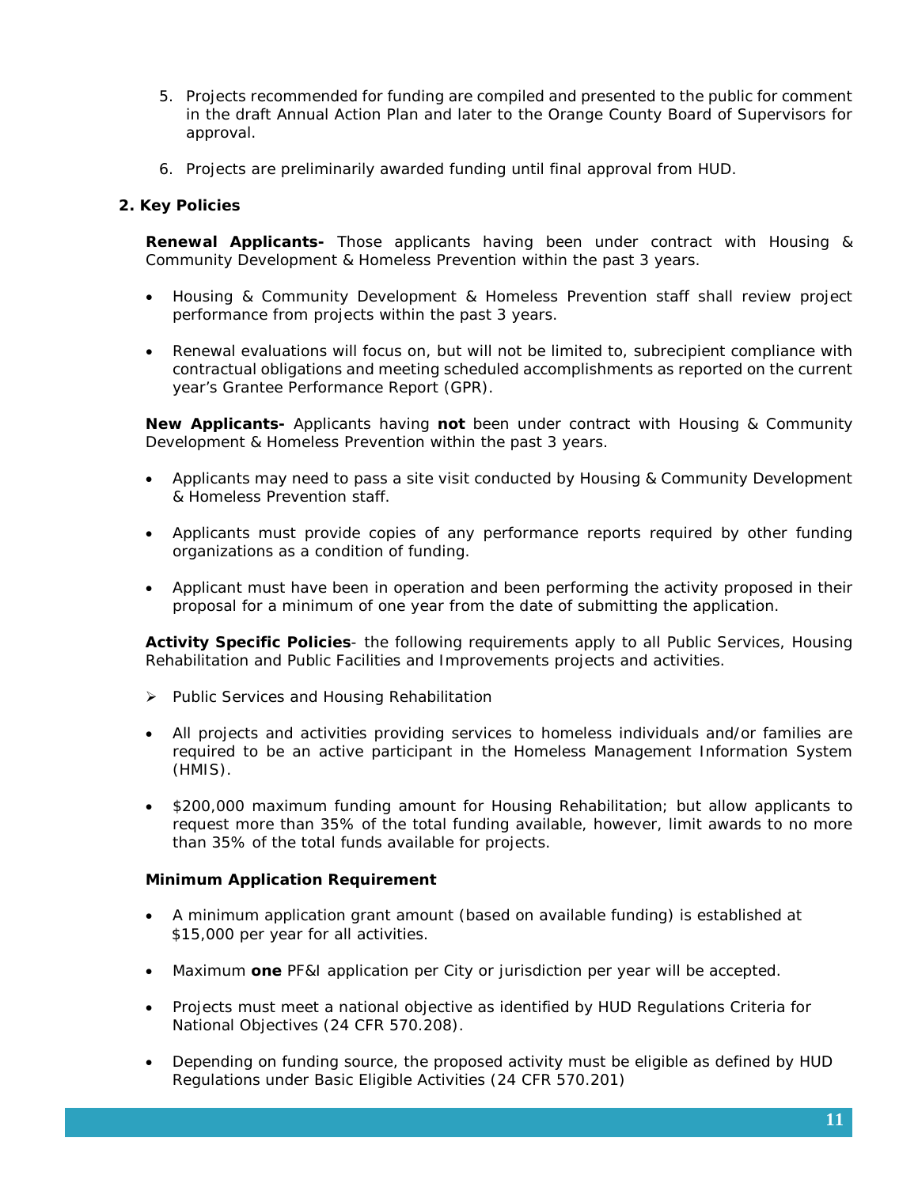5. Projects recommended for funding are compiled and presented to the public for comment in the draft Annual Action Plan and later to the Orange County Board of Supervisors for approval.

6. Projects are preliminarily awarded funding until final approval from HUD.

**2. Key Policies**

**Renewal Applicants-** Those applicants having been under contract with Housing & Community Development & Homeless Prevention within the past 3 years.

- Housing & Community Development & Homeless Prevention staff shall review project performance from projects within the past 3 years.
- Renewal evaluations will focus on, but will not be limited to, subrecipient compliance with contractual obligations and meeting scheduled accomplishments as reported on the current year's Grantee Performance Report (GPR).

**New Applicants-** Applicants having **not** been under contract with Housing & Community Development & Homeless Prevention within the past 3 years.

- Applicants may need to pass a site visit conducted by Housing & Community Development & Homeless Prevention staff.
- Applicants must provide copies of any performance reports required by other funding organizations as a condition of funding.
- Applicant must have been in operation and been performing the activity proposed in their proposal for a minimum of one year from the date of submitting the application.

**Activity Specific Policies**- the following requirements apply to all Public Services, Housing Rehabilitation and Public Facilities and Improvements projects and activities.

- ➢ Public Services and Housing Rehabilitation

- All projects and activities providing services to homeless individuals and/or families are required to be an active participant in the Homeless Management Information System (HMIS).
- $200,000 maximum funding amount for Housing Rehabilitation; but allow applicants to request more than 35% of the total funding available, however, limit awards to no more than 35% of the total funds available for projects.

**Minimum Application Requirement**

- A minimum application grant amount (based on available funding) is established at $15,000 per year for all activities.
- Maximum **one** PF&I application per City or jurisdiction per year will be accepted.
- Projects must meet a national objective as identified by HUD Regulations Criteria for National Objectives (24 CFR 570.208).
- Depending on funding source, the proposed activity must be eligible as defined by HUD Regulations under Basic Eligible Activities (24 CFR 570.201)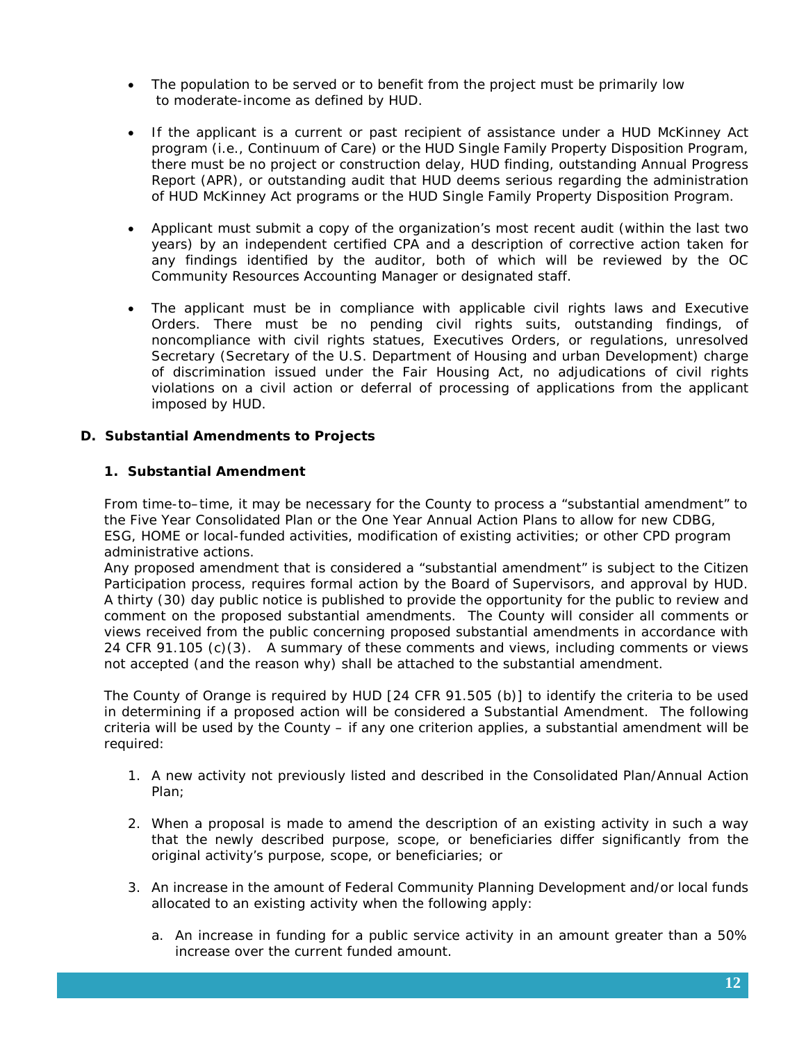- The population to be served or to benefit from the project must be primarily low to moderate-income as defined by HUD.

- If the applicant is a current or past recipient of assistance under a HUD McKinney Act program (i.e., Continuum of Care) or the HUD Single Family Property Disposition Program, there must be no project or construction delay, HUD finding, outstanding Annual Progress Report (APR), or outstanding audit that HUD deems serious regarding the administration of HUD McKinney Act programs or the HUD Single Family Property Disposition Program.

- Applicant must submit a copy of the organization's most recent audit (within the last two years) by an independent certified CPA and a description of corrective action taken for any findings identified by the auditor, both of which will be reviewed by the OC Community Resources Accounting Manager or designated staff.

- The applicant must be in compliance with applicable civil rights laws and Executive Orders. There must be no pending civil rights suits, outstanding findings, of noncompliance with civil rights statues, Executives Orders, or regulations, unresolved Secretary (Secretary of the U.S. Department of Housing and urban Development) charge of discrimination issued under the Fair Housing Act, no adjudications of civil rights violations on a civil action or deferral of processing of applications from the applicant imposed by HUD.

## D. Substantial Amendments to Projects

### 1. Substantial Amendment

From time-to–time, it may be necessary for the County to process a "substantial amendment" to the Five Year Consolidated Plan or the One Year Annual Action Plans to allow for new CDBG, ESG, HOME or local-funded activities, modification of existing activities; or other CPD program administrative actions.
Any proposed amendment that is considered a "substantial amendment" is subject to the Citizen Participation process, requires formal action by the Board of Supervisors, and approval by HUD. A thirty (30) day public notice is published to provide the opportunity for the public to review and comment on the proposed substantial amendments. The County will consider all comments or views received from the public concerning proposed substantial amendments in accordance with 24 CFR 91.105 (c)(3). A summary of these comments and views, including comments or views not accepted (and the reason why) shall be attached to the substantial amendment.

The County of Orange is required by HUD [24 CFR 91.505 (b)] to identify the criteria to be used in determining if a proposed action will be considered a Substantial Amendment. The following criteria will be used by the County – if any one criterion applies, a substantial amendment will be required:

1. A new activity not previously listed and described in the Consolidated Plan/Annual Action Plan;

2. When a proposal is made to amend the description of an existing activity in such a way that the newly described purpose, scope, or beneficiaries differ significantly from the original activity's purpose, scope, or beneficiaries; or

3. An increase in the amount of Federal Community Planning Development and/or local funds allocated to an existing activity when the following apply:

   a. An increase in funding for a public service activity in an amount greater than a 50% increase over the current funded amount.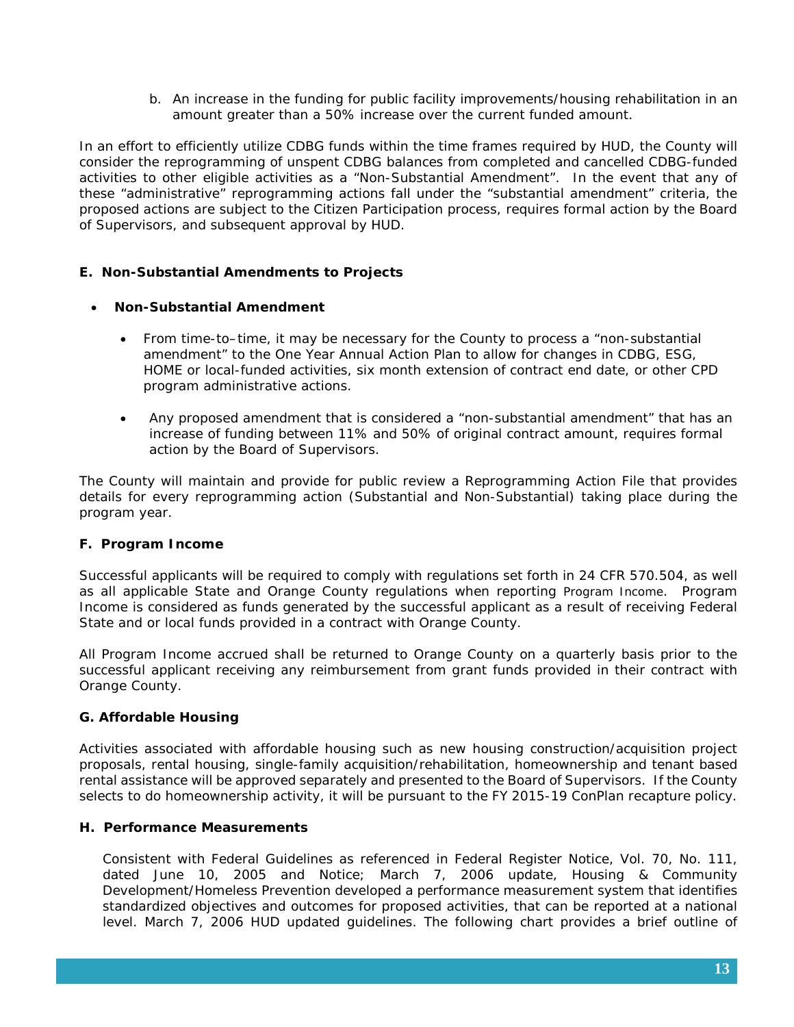b. An increase in the funding for public facility improvements/housing rehabilitation in an amount greater than a 50% increase over the current funded amount.

In an effort to efficiently utilize CDBG funds within the time frames required by HUD, the County will consider the reprogramming of unspent CDBG balances from completed and cancelled CDBG-funded activities to other eligible activities as a "Non-Substantial Amendment". In the event that any of these "administrative" reprogramming actions fall under the "substantial amendment" criteria, the proposed actions are subject to the Citizen Participation process, requires formal action by the Board of Supervisors, and subsequent approval by HUD.

**E. Non-Substantial Amendments to Projects**

- **Non-Substantial Amendment**
  - From time-to–time, it may be necessary for the County to process a "non-substantial amendment" to the One Year Annual Action Plan to allow for changes in CDBG, ESG, HOME or local-funded activities, six month extension of contract end date, or other CPD program administrative actions.
  - Any proposed amendment that is considered a "non-substantial amendment" that has an increase of funding between 11% and 50% of original contract amount, requires formal action by the Board of Supervisors.

The County will maintain and provide for public review a Reprogramming Action File that provides details for every reprogramming action (Substantial and Non-Substantial) taking place during the program year.

**F. Program Income**

Successful applicants will be required to comply with regulations set forth in 24 CFR 570.504, as well as all applicable State and Orange County regulations when reporting Program Income. Program Income is considered as funds generated by the successful applicant as a result of receiving Federal State and or local funds provided in a contract with Orange County.

All Program Income accrued shall be returned to Orange County on a quarterly basis prior to the successful applicant receiving any reimbursement from grant funds provided in their contract with Orange County.

**G. Affordable Housing**

Activities associated with affordable housing such as new housing construction/acquisition project proposals, rental housing, single-family acquisition/rehabilitation, homeownership and tenant based rental assistance will be approved separately and presented to the Board of Supervisors. If the County selects to do homeownership activity, it will be pursuant to the FY 2015-19 ConPlan recapture policy.

**H. Performance Measurements**

Consistent with Federal Guidelines as referenced in Federal Register Notice, Vol. 70, No. 111, dated June 10, 2005 and Notice; March 7, 2006 update, Housing & Community Development/Homeless Prevention developed a performance measurement system that identifies standardized objectives and outcomes for proposed activities, that can be reported at a national level. March 7, 2006 HUD updated guidelines. The following chart provides a brief outline of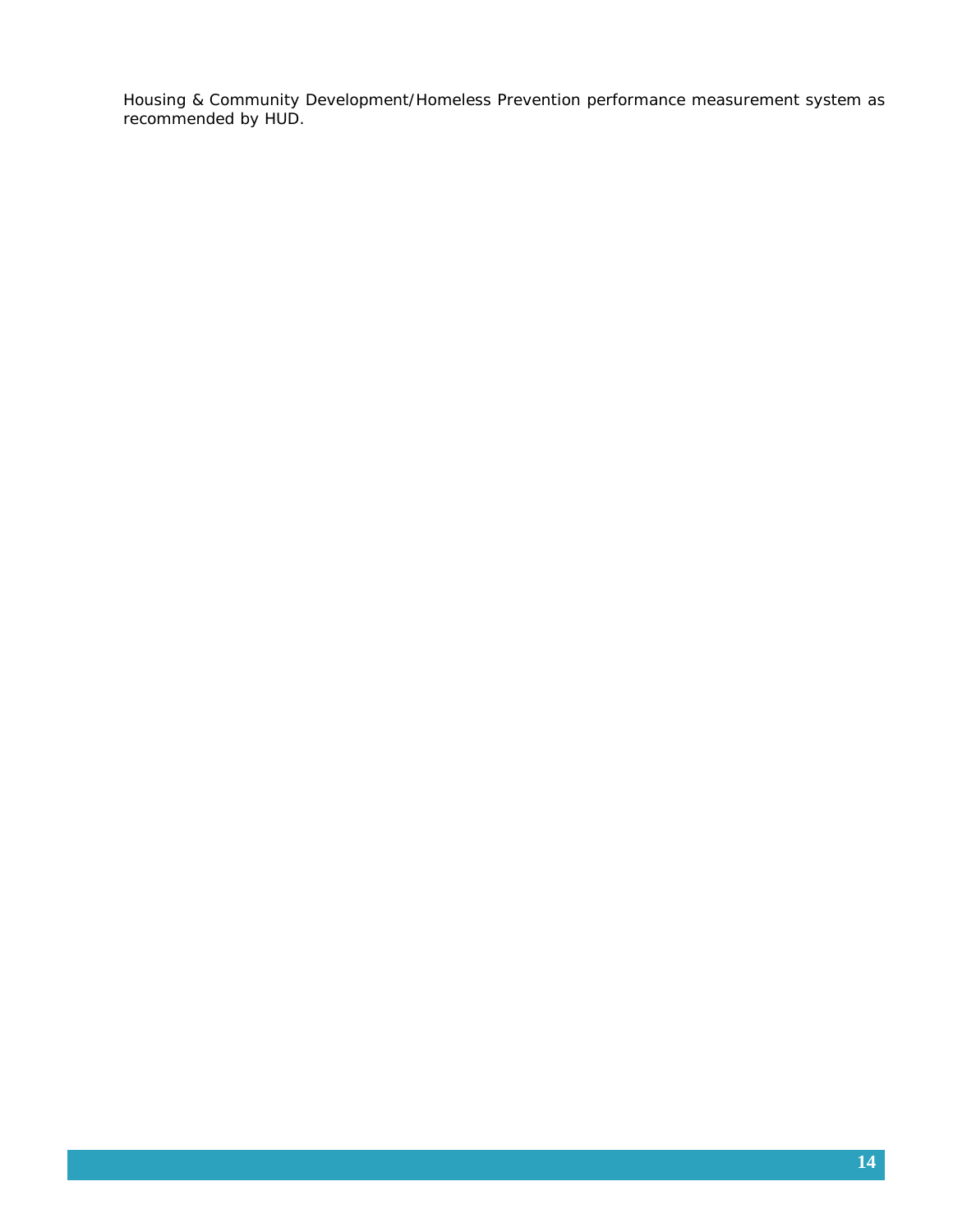Housing & Community Development/Homeless Prevention performance measurement system as recommended by HUD.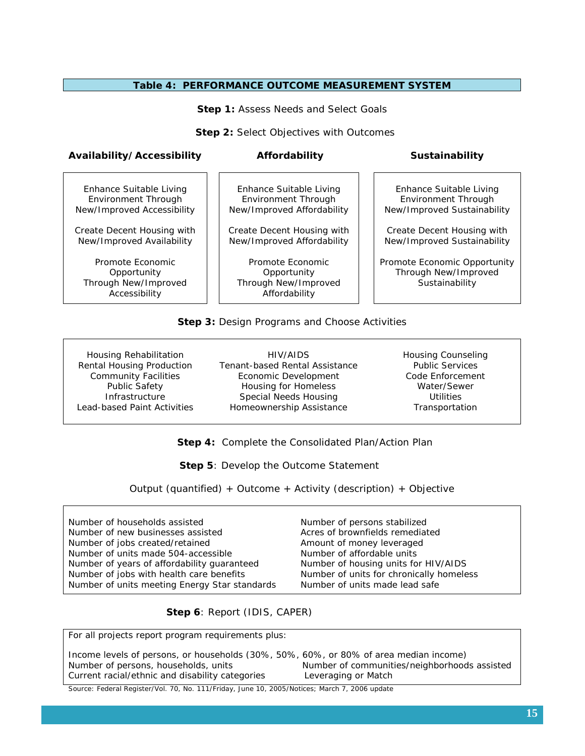**Table 4: PERFORMANCE OUTCOME MEASUREMENT SYSTEM**

**Step 1:** Assess Needs and Select Goals

**Step 2:** Select Objectives with Outcomes

| Availability/Accessibility | Affordability | Sustainability |
|---|---|---|
| Enhance Suitable Living Environment Through New/Improved Accessibility | Enhance Suitable Living Environment Through New/Improved Affordability | Enhance Suitable Living Environment Through New/Improved Sustainability |
| Create Decent Housing with New/Improved Availability | Create Decent Housing with New/Improved Affordability | Create Decent Housing with New/Improved Sustainability |
| Promote Economic Opportunity Through New/Improved Accessibility | Promote Economic Opportunity Through New/Improved Affordability | Promote Economic Opportunity Through New/Improved Sustainability |

**Step 3:** Design Programs and Choose Activities

| | | |
|---|---|---|
| Housing Rehabilitation | HIV/AIDS | Housing Counseling |
| Rental Housing Production | Tenant-based Rental Assistance | Public Services |
| Community Facilities | Economic Development | Code Enforcement |
| Public Safety | Housing for Homeless | Water/Sewer |
| Infrastructure | Special Needs Housing | Utilities |
| Lead-based Paint Activities | Homeownership Assistance | Transportation |

**Step 4:** Complete the Consolidated Plan/Action Plan

**Step 5**: Develop the Outcome Statement

Output (quantified) + Outcome + Activity (description) + Objective

| | |
|---|---|
| Number of households assisted | Number of persons stabilized |
| Number of new businesses assisted | Acres of brownfields remediated |
| Number of jobs created/retained | Amount of money leveraged |
| Number of units made 504-accessible | Number of affordable units |
| Number of years of affordability guaranteed | Number of housing units for HIV/AIDS |
| Number of jobs with health care benefits | Number of units for chronically homeless |
| Number of units meeting Energy Star standards | Number of units made lead safe |

**Step 6**: Report (IDIS, CAPER)

For all projects report program requirements plus:

Income levels of persons, or households (30%, 50%, 60%, or 80% of area median income)

| | |
|---|---|
| Number of persons, households, units | Number of communities/neighborhoods assisted |
| Current racial/ethnic and disability categories | Leveraging or Match |

Source: Federal Register/Vol. 70, No. 111/Friday, June 10, 2005/Notices; March 7, 2006 update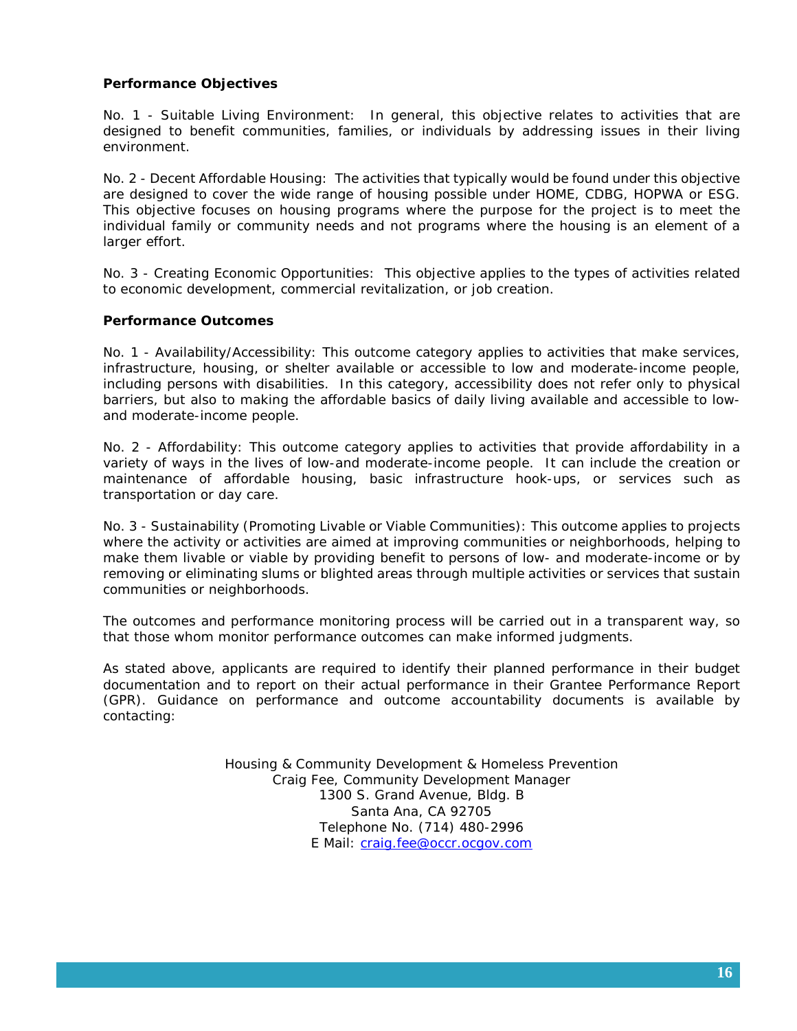**Performance Objectives**

No. 1 - Suitable Living Environment: In general, this objective relates to activities that are designed to benefit communities, families, or individuals by addressing issues in their living environment.

No. 2 - Decent Affordable Housing: The activities that typically would be found under this objective are designed to cover the wide range of housing possible under HOME, CDBG, HOPWA or ESG. This objective focuses on housing programs where the purpose for the project is to meet the individual family or community needs and not programs where the housing is an element of a larger effort.

No. 3 - Creating Economic Opportunities: This objective applies to the types of activities related to economic development, commercial revitalization, or job creation.

**Performance Outcomes**

No. 1 - Availability/Accessibility: This outcome category applies to activities that make services, infrastructure, housing, or shelter available or accessible to low and moderate-income people, including persons with disabilities. In this category, accessibility does not refer only to physical barriers, but also to making the affordable basics of daily living available and accessible to low- and moderate-income people.

No. 2 - Affordability: This outcome category applies to activities that provide affordability in a variety of ways in the lives of low-and moderate-income people. It can include the creation or maintenance of affordable housing, basic infrastructure hook-ups, or services such as transportation or day care.

No. 3 - Sustainability (Promoting Livable or Viable Communities): This outcome applies to projects where the activity or activities are aimed at improving communities or neighborhoods, helping to make them livable or viable by providing benefit to persons of low- and moderate-income or by removing or eliminating slums or blighted areas through multiple activities or services that sustain communities or neighborhoods.

The outcomes and performance monitoring process will be carried out in a transparent way, so that those whom monitor performance outcomes can make informed judgments.

As stated above, applicants are required to identify their planned performance in their budget documentation and to report on their actual performance in their Grantee Performance Report (GPR). Guidance on performance and outcome accountability documents is available by contacting:

Housing & Community Development & Homeless Prevention
Craig Fee, Community Development Manager
1300 S. Grand Avenue, Bldg. B
Santa Ana, CA 92705
Telephone No. (714) 480-2996
E Mail: craig.fee@occr.ocgov.com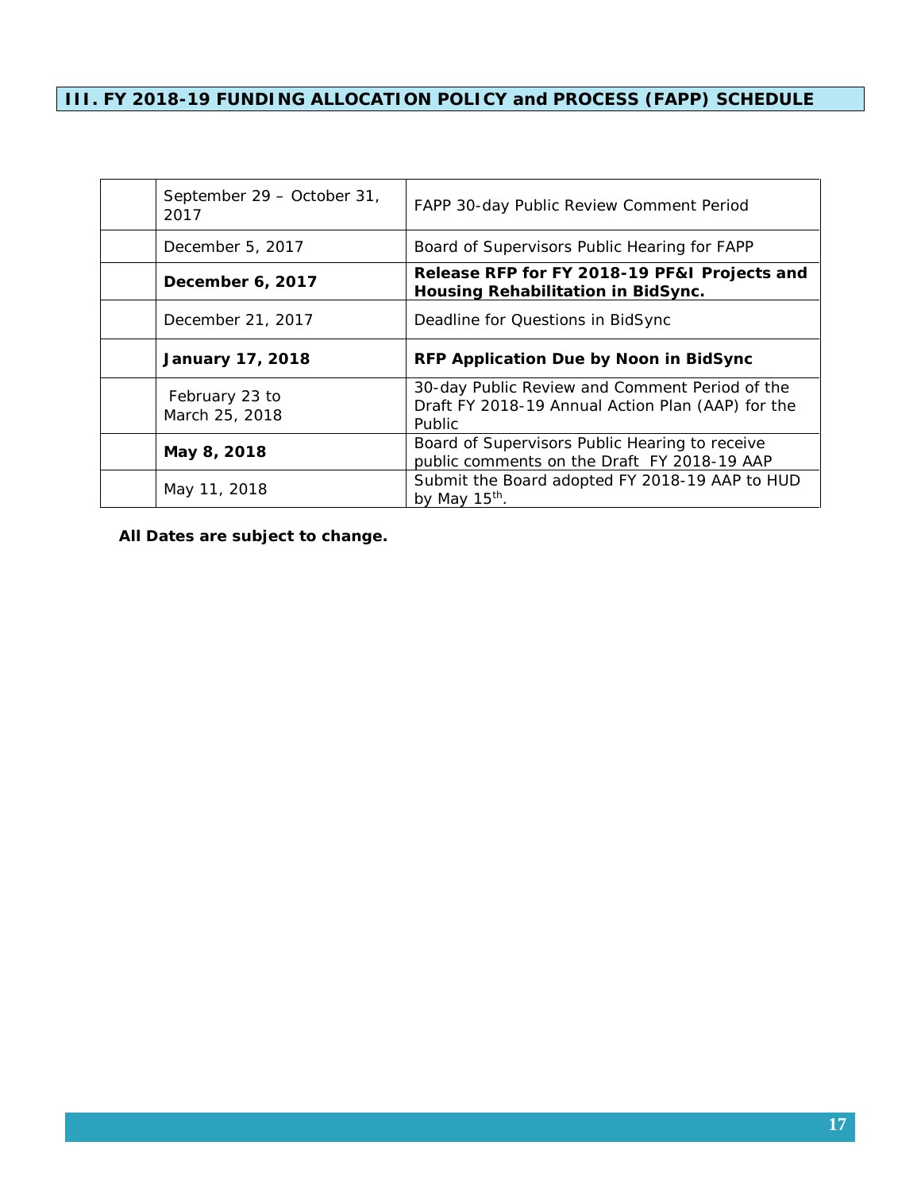## III. FY 2018-19 FUNDING ALLOCATION POLICY and PROCESS (FAPP) SCHEDULE

| | | |
|---|---|---|
| | September 29 – October 31, 2017 | FAPP 30-day Public Review Comment Period |
| | December 5, 2017 | Board of Supervisors Public Hearing for FAPP |
| | **December 6, 2017** | **Release RFP for FY 2018-19 PF&I Projects and Housing Rehabilitation in BidSync.** |
| | December 21, 2017 | Deadline for Questions in BidSync |
| | **January 17, 2018** | **RFP Application Due by Noon in BidSync** |
| | February 23 to March 25, 2018 | 30-day Public Review and Comment Period of the Draft FY 2018-19 Annual Action Plan (AAP) for the Public |
| | **May 8, 2018** | Board of Supervisors Public Hearing to receive public comments on the Draft FY 2018-19 AAP |
| | May 11, 2018 | Submit the Board adopted FY 2018-19 AAP to HUD by May 15th. |

**All Dates are subject to change.**